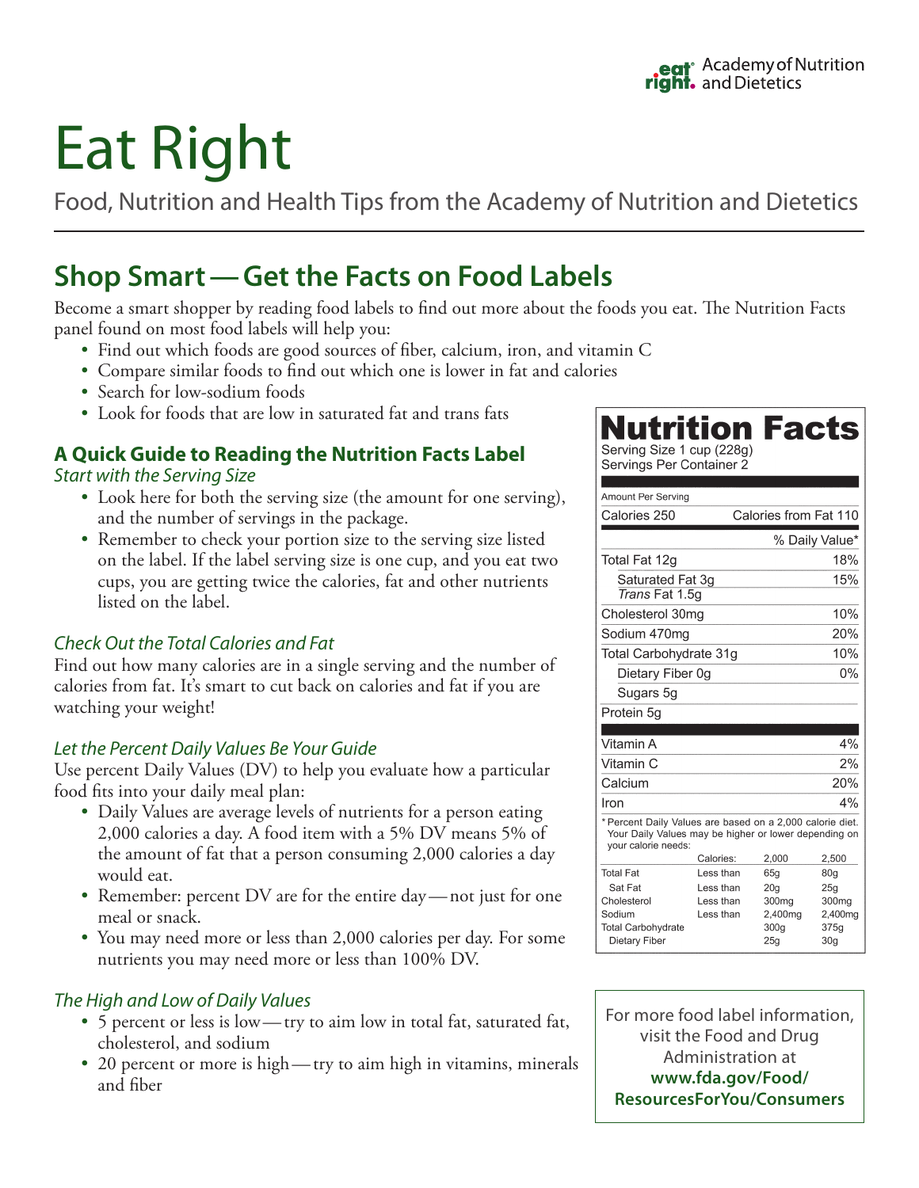Academy of Nutrition and Dietetics

# Eat Right

Food, Nutrition and Health Tips from the Academy of Nutrition and Dietetics

## Shop Smart — Get the Facts on Food Labels

Become a smart shopper by reading food labels to find out more about the foods you eat. The Nutrition Facts panel found on most food labels will help you:

- Find out which foods are good sources of fiber, calcium, iron, and vitamin C
- Compare similar foods to find out which one is lower in fat and calories
- Search for low-sodium foods
- Look for foods that are low in saturated fat and trans fats

### A Quick Guide to Reading the Nutrition Facts Label

*Start with the Serving Size*

- Look here for both the serving size (the amount for one serving), and the number of servings in the package.
- Remember to check your portion size to the serving size listed on the label. If the label serving size is one cup, and you eat two cups, you are getting twice the calories, fat and other nutrients listed on the label.

*Check Out the Total Calories and Fat*

Find out how many calories are in a single serving and the number of calories from fat. It's smart to cut back on calories and fat if you are watching your weight!

*Let the Percent Daily Values Be Your Guide*

Use percent Daily Values (DV) to help you evaluate how a particular food fits into your daily meal plan:

- Daily Values are average levels of nutrients for a person eating 2,000 calories a day. A food item with a 5% DV means 5% of the amount of fat that a person consuming 2,000 calories a day would eat.
- Remember: percent DV are for the entire day — not just for one meal or snack.
- You may need more or less than 2,000 calories per day. For some nutrients you may need more or less than 100% DV.

*The High and Low of Daily Values*

- 5 percent or less is low — try to aim low in total fat, saturated fat, cholesterol, and sodium
- 20 percent or more is high — try to aim high in vitamins, minerals and fiber

**Nutrition Facts**

Serving Size 1 cup (228g)
Servings Per Container 2

| Amount Per Serving | |
|---|---|
| Calories 250 | Calories from Fat 110 |
| | % Daily Value* |
| Total Fat 12g | 18% |
| Saturated Fat 3g | 15% |
| *Trans* Fat 1.5g | |
| Cholesterol 30mg | 10% |
| Sodium 470mg | 20% |
| Total Carbohydrate 31g | 10% |
| Dietary Fiber 0g | 0% |
| Sugars 5g | |
| Protein 5g | |
| Vitamin A | 4% |
| Vitamin C | 2% |
| Calcium | 20% |
| Iron | 4% |

*Percent Daily Values are based on a 2,000 calorie diet. Your Daily Values may be higher or lower depending on your calorie needs:

| | Calories: | 2,000 | 2,500 |
|---|---|---|---|
| Total Fat | Less than | 65g | 80g |
| Sat Fat | Less than | 20g | 25g |
| Cholesterol | Less than | 300mg | 300mg |
| Sodium | Less than | 2,400mg | 2,400mg |
| Total Carbohydrate | | 300g | 375g |
| Dietary Fiber | | 25g | 30g |

For more food label information, visit the Food and Drug Administration at **www.fda.gov/Food/ResourcesForYou/Consumers**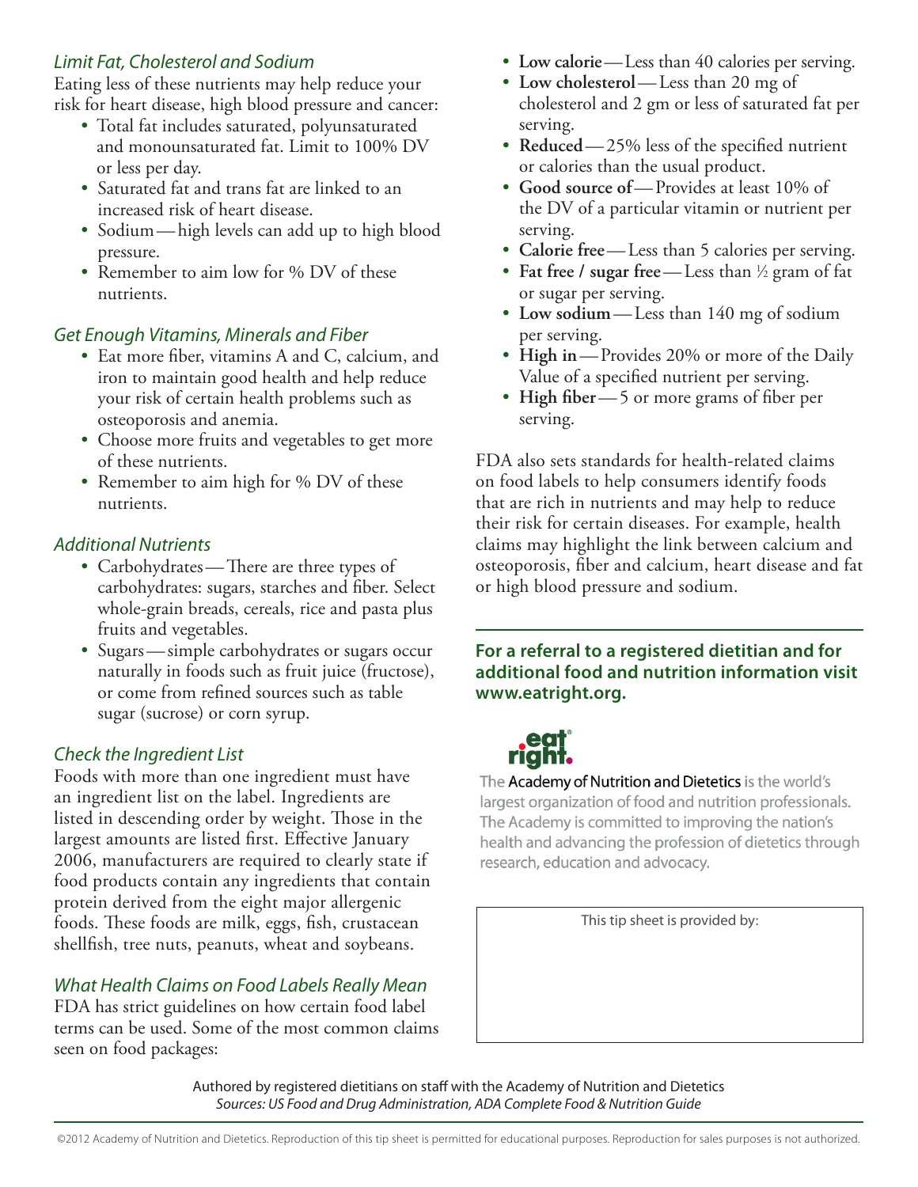### *Limit Fat, Cholesterol and Sodium*

Eating less of these nutrients may help reduce your risk for heart disease, high blood pressure and cancer:

- Total fat includes saturated, polyunsaturated and monounsaturated fat. Limit to 100% DV or less per day.
- Saturated fat and trans fat are linked to an increased risk of heart disease.
- Sodium — high levels can add up to high blood pressure.
- Remember to aim low for % DV of these nutrients.

### *Get Enough Vitamins, Minerals and Fiber*

- Eat more fiber, vitamins A and C, calcium, and iron to maintain good health and help reduce your risk of certain health problems such as osteoporosis and anemia.
- Choose more fruits and vegetables to get more of these nutrients.
- Remember to aim high for % DV of these nutrients.

### *Additional Nutrients*

- Carbohydrates — There are three types of carbohydrates: sugars, starches and fiber. Select whole-grain breads, cereals, rice and pasta plus fruits and vegetables.
- Sugars — simple carbohydrates or sugars occur naturally in foods such as fruit juice (fructose), or come from refined sources such as table sugar (sucrose) or corn syrup.

### *Check the Ingredient List*

Foods with more than one ingredient must have an ingredient list on the label. Ingredients are listed in descending order by weight. Those in the largest amounts are listed first. Effective January 2006, manufacturers are required to clearly state if food products contain any ingredients that contain protein derived from the eight major allergenic foods. These foods are milk, eggs, fish, crustacean shellfish, tree nuts, peanuts, wheat and soybeans.

### *What Health Claims on Food Labels Really Mean*

FDA has strict guidelines on how certain food label terms can be used. Some of the most common claims seen on food packages:

- **Low calorie** — Less than 40 calories per serving.
- **Low cholesterol** — Less than 20 mg of cholesterol and 2 gm or less of saturated fat per serving.
- **Reduced** — 25% less of the specified nutrient or calories than the usual product.
- **Good source of** — Provides at least 10% of the DV of a particular vitamin or nutrient per serving.
- **Calorie free** — Less than 5 calories per serving.
- **Fat free / sugar free** — Less than ½ gram of fat or sugar per serving.
- **Low sodium** — Less than 140 mg of sodium per serving.
- **High in** — Provides 20% or more of the Daily Value of a specified nutrient per serving.
- **High fiber** — 5 or more grams of fiber per serving.

FDA also sets standards for health-related claims on food labels to help consumers identify foods that are rich in nutrients and may help to reduce their risk for certain diseases. For example, health claims may highlight the link between calcium and osteoporosis, fiber and calcium, heart disease and fat or high blood pressure and sodium.

**For a referral to a registered dietitian and for additional food and nutrition information visit www.eatright.org.**

eat right.

The Academy of Nutrition and Dietetics is the world's largest organization of food and nutrition professionals. The Academy is committed to improving the nation's health and advancing the profession of dietetics through research, education and advocacy.

This tip sheet is provided by:

Authored by registered dietitians on staff with the Academy of Nutrition and Dietetics
*Sources: US Food and Drug Administration, ADA Complete Food & Nutrition Guide*

©2012 Academy of Nutrition and Dietetics. Reproduction of this tip sheet is permitted for educational purposes. Reproduction for sales purposes is not authorized.